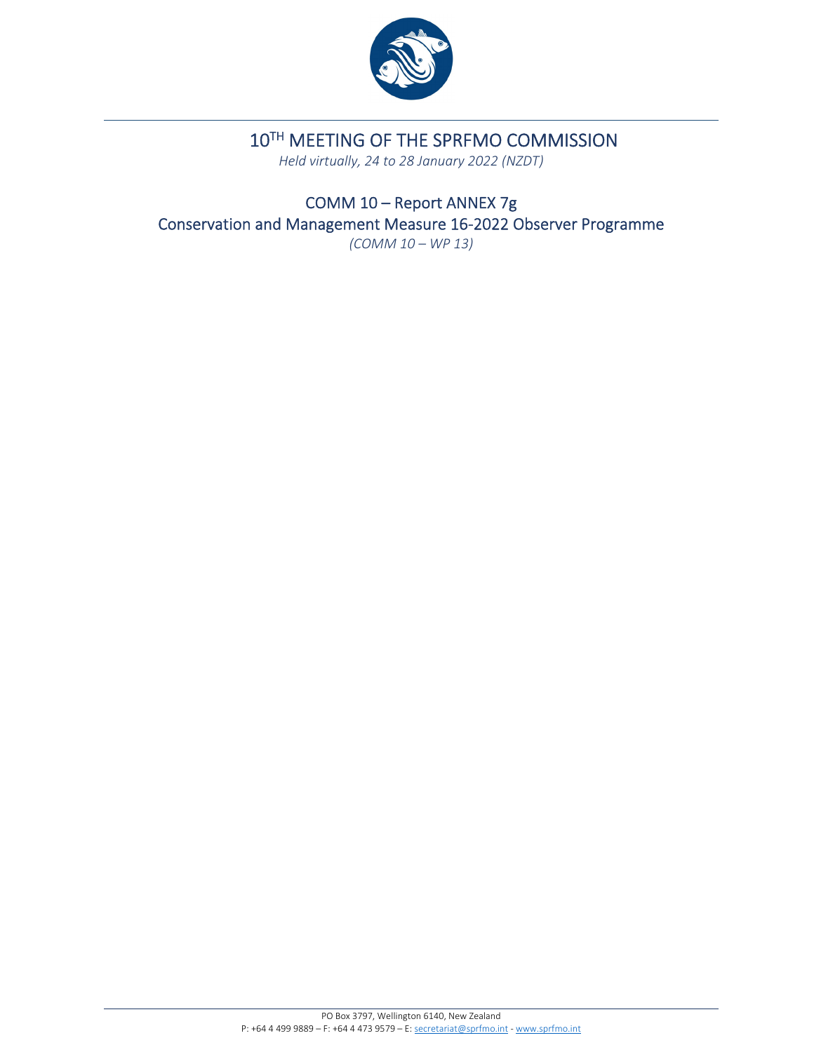# 10TH MEETING OF THE SPRFMO COMMISSION

*Held virtually, 24 to 28 January 2022 (NZDT)*

## COMM 10 – Report ANNEX 7g
## Conservation and Management Measure 16-2022 Observer Programme

*(COMM 10 – WP 13)*

PO Box 3797, Wellington 6140, New Zealand
P: +64 4 499 9889 – F: +64 4 473 9579 – E: secretariat@sprfmo.int - www.sprfmo.int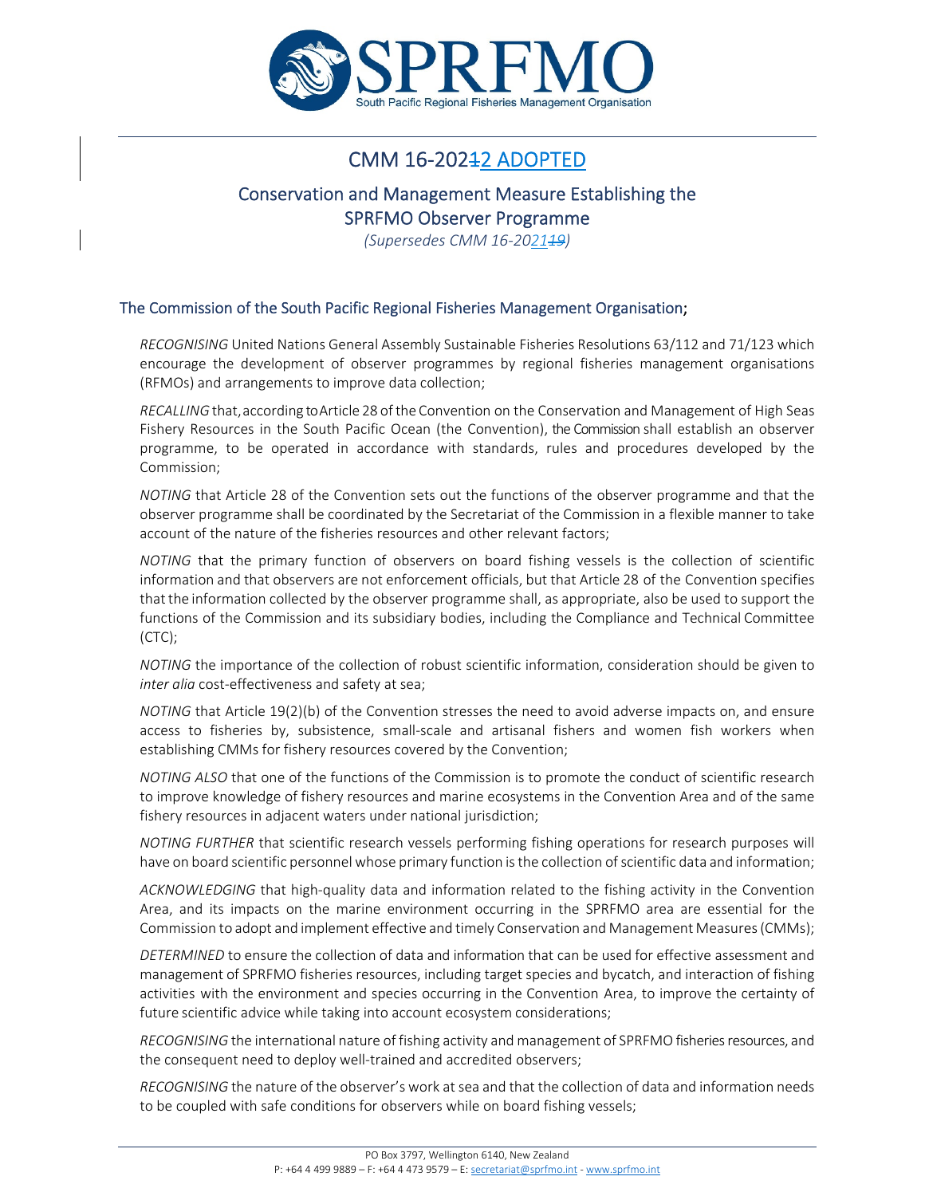# CMM 16-20212 ADOPTED

## Conservation and Management Measure Establishing the SPRFMO Observer Programme

*(Supersedes CMM 16-202119)*

### The Commission of the South Pacific Regional Fisheries Management Organisation;

*RECOGNISING* United Nations General Assembly Sustainable Fisheries Resolutions 63/112 and 71/123 which encourage the development of observer programmes by regional fisheries management organisations (RFMOs) and arrangements to improve data collection;

*RECALLING* that, according to Article 28 of the Convention on the Conservation and Management of High Seas Fishery Resources in the South Pacific Ocean (the Convention), the Commission shall establish an observer programme, to be operated in accordance with standards, rules and procedures developed by the Commission;

*NOTING* that Article 28 of the Convention sets out the functions of the observer programme and that the observer programme shall be coordinated by the Secretariat of the Commission in a flexible manner to take account of the nature of the fisheries resources and other relevant factors;

*NOTING* that the primary function of observers on board fishing vessels is the collection of scientific information and that observers are not enforcement officials, but that Article 28 of the Convention specifies that the information collected by the observer programme shall, as appropriate, also be used to support the functions of the Commission and its subsidiary bodies, including the Compliance and Technical Committee (CTC);

*NOTING* the importance of the collection of robust scientific information, consideration should be given to *inter alia* cost-effectiveness and safety at sea;

*NOTING* that Article 19(2)(b) of the Convention stresses the need to avoid adverse impacts on, and ensure access to fisheries by, subsistence, small-scale and artisanal fishers and women fish workers when establishing CMMs for fishery resources covered by the Convention;

*NOTING ALSO* that one of the functions of the Commission is to promote the conduct of scientific research to improve knowledge of fishery resources and marine ecosystems in the Convention Area and of the same fishery resources in adjacent waters under national jurisdiction;

*NOTING FURTHER* that scientific research vessels performing fishing operations for research purposes will have on board scientific personnel whose primary function is the collection of scientific data and information;

*ACKNOWLEDGING* that high-quality data and information related to the fishing activity in the Convention Area, and its impacts on the marine environment occurring in the SPRFMO area are essential for the Commission to adopt and implement effective and timely Conservation and Management Measures (CMMs);

*DETERMINED* to ensure the collection of data and information that can be used for effective assessment and management of SPRFMO fisheries resources, including target species and bycatch, and interaction of fishing activities with the environment and species occurring in the Convention Area, to improve the certainty of future scientific advice while taking into account ecosystem considerations;

*RECOGNISING* the international nature of fishing activity and management of SPRFMO fisheries resources, and the consequent need to deploy well-trained and accredited observers;

*RECOGNISING* the nature of the observer's work at sea and that the collection of data and information needs to be coupled with safe conditions for observers while on board fishing vessels;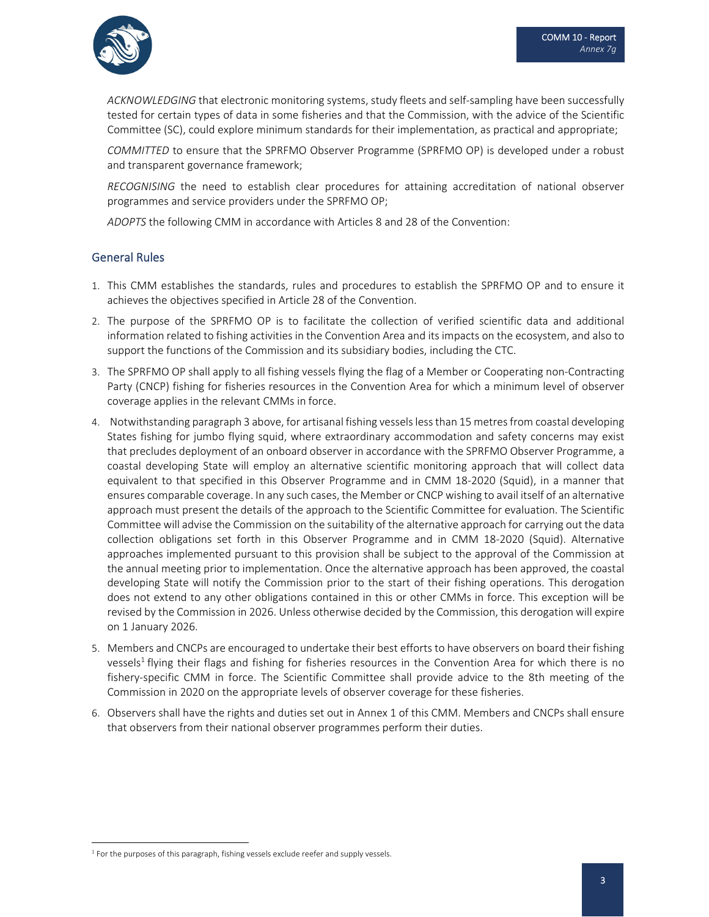*ACKNOWLEDGING* that electronic monitoring systems, study fleets and self-sampling have been successfully tested for certain types of data in some fisheries and that the Commission, with the advice of the Scientific Committee (SC), could explore minimum standards for their implementation, as practical and appropriate;

*COMMITTED* to ensure that the SPRFMO Observer Programme (SPRFMO OP) is developed under a robust and transparent governance framework;

*RECOGNISING* the need to establish clear procedures for attaining accreditation of national observer programmes and service providers under the SPRFMO OP;

*ADOPTS* the following CMM in accordance with Articles 8 and 28 of the Convention:

## General Rules

1. This CMM establishes the standards, rules and procedures to establish the SPRFMO OP and to ensure it achieves the objectives specified in Article 28 of the Convention.
2. The purpose of the SPRFMO OP is to facilitate the collection of verified scientific data and additional information related to fishing activities in the Convention Area and its impacts on the ecosystem, and also to support the functions of the Commission and its subsidiary bodies, including the CTC.
3. The SPRFMO OP shall apply to all fishing vessels flying the flag of a Member or Cooperating non-Contracting Party (CNCP) fishing for fisheries resources in the Convention Area for which a minimum level of observer coverage applies in the relevant CMMs in force.
4. Notwithstanding paragraph 3 above, for artisanal fishing vessels less than 15 metres from coastal developing States fishing for jumbo flying squid, where extraordinary accommodation and safety concerns may exist that precludes deployment of an onboard observer in accordance with the SPRFMO Observer Programme, a coastal developing State will employ an alternative scientific monitoring approach that will collect data equivalent to that specified in this Observer Programme and in CMM 18-2020 (Squid), in a manner that ensures comparable coverage. In any such cases, the Member or CNCP wishing to avail itself of an alternative approach must present the details of the approach to the Scientific Committee for evaluation. The Scientific Committee will advise the Commission on the suitability of the alternative approach for carrying out the data collection obligations set forth in this Observer Programme and in CMM 18-2020 (Squid). Alternative approaches implemented pursuant to this provision shall be subject to the approval of the Commission at the annual meeting prior to implementation. Once the alternative approach has been approved, the coastal developing State will notify the Commission prior to the start of their fishing operations. This derogation does not extend to any other obligations contained in this or other CMMs in force. This exception will be revised by the Commission in 2026. Unless otherwise decided by the Commission, this derogation will expire on 1 January 2026.
5. Members and CNCPs are encouraged to undertake their best efforts to have observers on board their fishing vessels[1] flying their flags and fishing for fisheries resources in the Convention Area for which there is no fishery-specific CMM in force. The Scientific Committee shall provide advice to the 8th meeting of the Commission in 2020 on the appropriate levels of observer coverage for these fisheries.
6. Observers shall have the rights and duties set out in Annex 1 of this CMM. Members and CNCPs shall ensure that observers from their national observer programmes perform their duties.

[1] For the purposes of this paragraph, fishing vessels exclude reefer and supply vessels.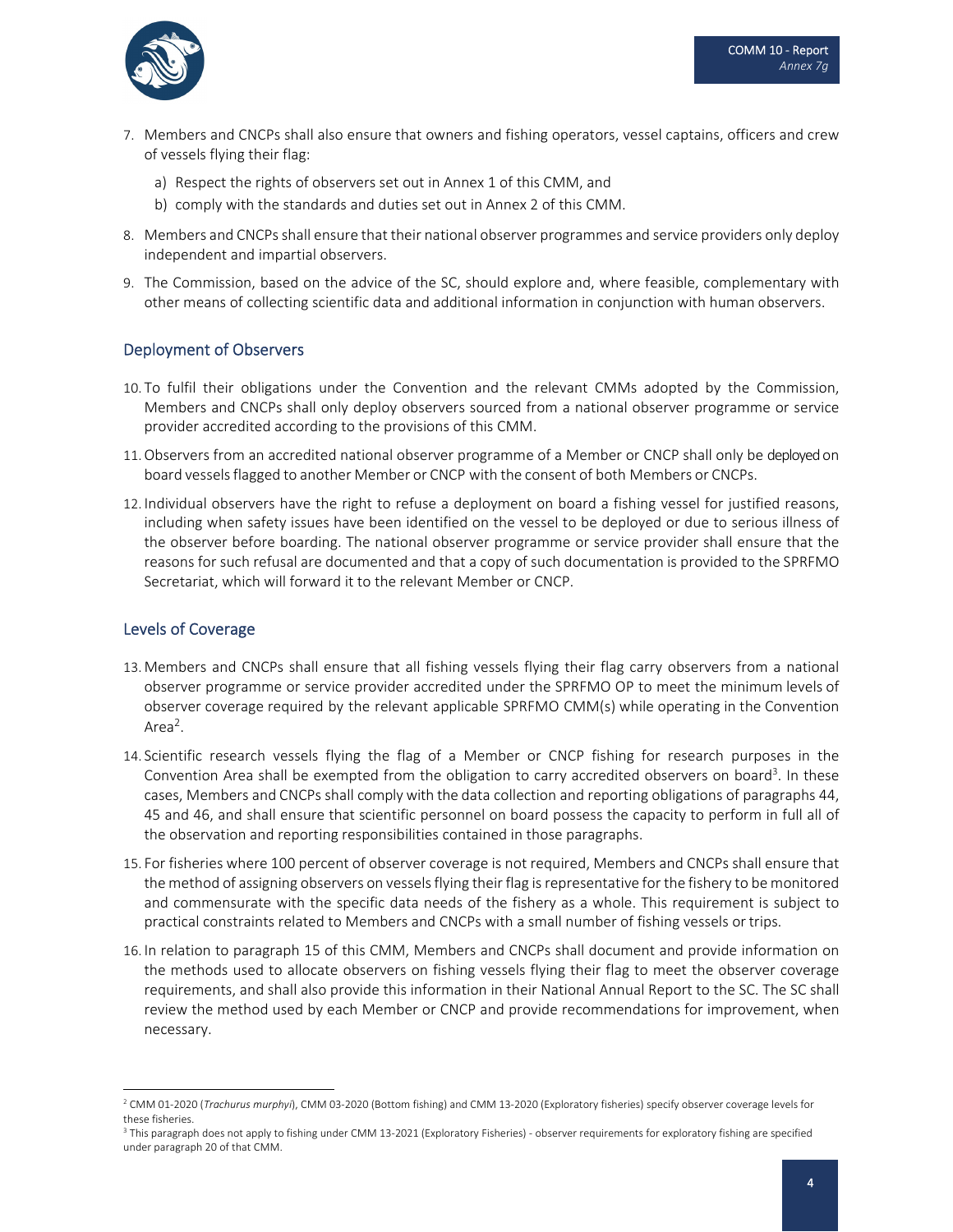7. Members and CNCPs shall also ensure that owners and fishing operators, vessel captains, officers and crew of vessels flying their flag:
   a) Respect the rights of observers set out in Annex 1 of this CMM, and
   b) comply with the standards and duties set out in Annex 2 of this CMM.
8. Members and CNCPs shall ensure that their national observer programmes and service providers only deploy independent and impartial observers.
9. The Commission, based on the advice of the SC, should explore and, where feasible, complementary with other means of collecting scientific data and additional information in conjunction with human observers.

## Deployment of Observers

10. To fulfil their obligations under the Convention and the relevant CMMs adopted by the Commission, Members and CNCPs shall only deploy observers sourced from a national observer programme or service provider accredited according to the provisions of this CMM.
11. Observers from an accredited national observer programme of a Member or CNCP shall only be deployed on board vessels flagged to another Member or CNCP with the consent of both Members or CNCPs.
12. Individual observers have the right to refuse a deployment on board a fishing vessel for justified reasons, including when safety issues have been identified on the vessel to be deployed or due to serious illness of the observer before boarding. The national observer programme or service provider shall ensure that the reasons for such refusal are documented and that a copy of such documentation is provided to the SPRFMO Secretariat, which will forward it to the relevant Member or CNCP.

## Levels of Coverage

13. Members and CNCPs shall ensure that all fishing vessels flying their flag carry observers from a national observer programme or service provider accredited under the SPRFMO OP to meet the minimum levels of observer coverage required by the relevant applicable SPRFMO CMM(s) while operating in the Convention Area[2].
14. Scientific research vessels flying the flag of a Member or CNCP fishing for research purposes in the Convention Area shall be exempted from the obligation to carry accredited observers on board[3]. In these cases, Members and CNCPs shall comply with the data collection and reporting obligations of paragraphs 44, 45 and 46, and shall ensure that scientific personnel on board possess the capacity to perform in full all of the observation and reporting responsibilities contained in those paragraphs.
15. For fisheries where 100 percent of observer coverage is not required, Members and CNCPs shall ensure that the method of assigning observers on vessels flying their flag is representative for the fishery to be monitored and commensurate with the specific data needs of the fishery as a whole. This requirement is subject to practical constraints related to Members and CNCPs with a small number of fishing vessels or trips.
16. In relation to paragraph 15 of this CMM, Members and CNCPs shall document and provide information on the methods used to allocate observers on fishing vessels flying their flag to meet the observer coverage requirements, and shall also provide this information in their National Annual Report to the SC. The SC shall review the method used by each Member or CNCP and provide recommendations for improvement, when necessary.

---

[2] CMM 01-2020 (*Trachurus murphyi*), CMM 03-2020 (Bottom fishing) and CMM 13-2020 (Exploratory fisheries) specify observer coverage levels for these fisheries.

[3] This paragraph does not apply to fishing under CMM 13-2021 (Exploratory Fisheries) - observer requirements for exploratory fishing are specified under paragraph 20 of that CMM.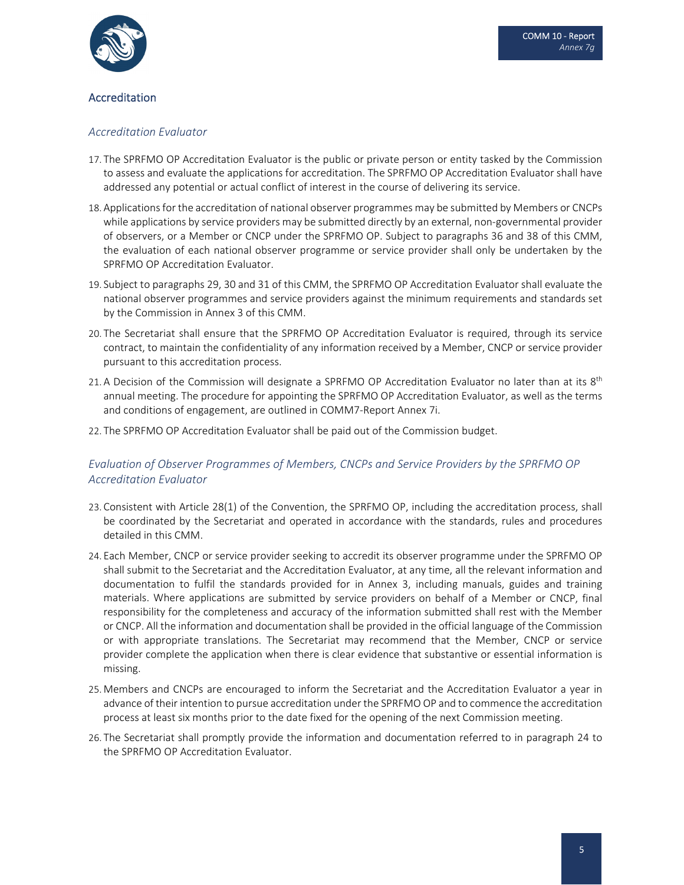## Accreditation

### *Accreditation Evaluator*

17. The SPRFMO OP Accreditation Evaluator is the public or private person or entity tasked by the Commission to assess and evaluate the applications for accreditation. The SPRFMO OP Accreditation Evaluator shall have addressed any potential or actual conflict of interest in the course of delivering its service.

18. Applications for the accreditation of national observer programmes may be submitted by Members or CNCPs while applications by service providers may be submitted directly by an external, non-governmental provider of observers, or a Member or CNCP under the SPRFMO OP. Subject to paragraphs 36 and 38 of this CMM, the evaluation of each national observer programme or service provider shall only be undertaken by the SPRFMO OP Accreditation Evaluator.

19. Subject to paragraphs 29, 30 and 31 of this CMM, the SPRFMO OP Accreditation Evaluator shall evaluate the national observer programmes and service providers against the minimum requirements and standards set by the Commission in Annex 3 of this CMM.

20. The Secretariat shall ensure that the SPRFMO OP Accreditation Evaluator is required, through its service contract, to maintain the confidentiality of any information received by a Member, CNCP or service provider pursuant to this accreditation process.

21. A Decision of the Commission will designate a SPRFMO OP Accreditation Evaluator no later than at its 8th annual meeting. The procedure for appointing the SPRFMO OP Accreditation Evaluator, as well as the terms and conditions of engagement, are outlined in COMM7-Report Annex 7i.

22. The SPRFMO OP Accreditation Evaluator shall be paid out of the Commission budget.

### *Evaluation of Observer Programmes of Members, CNCPs and Service Providers by the SPRFMO OP Accreditation Evaluator*

23. Consistent with Article 28(1) of the Convention, the SPRFMO OP, including the accreditation process, shall be coordinated by the Secretariat and operated in accordance with the standards, rules and procedures detailed in this CMM.

24. Each Member, CNCP or service provider seeking to accredit its observer programme under the SPRFMO OP shall submit to the Secretariat and the Accreditation Evaluator, at any time, all the relevant information and documentation to fulfil the standards provided for in Annex 3, including manuals, guides and training materials. Where applications are submitted by service providers on behalf of a Member or CNCP, final responsibility for the completeness and accuracy of the information submitted shall rest with the Member or CNCP. All the information and documentation shall be provided in the official language of the Commission or with appropriate translations. The Secretariat may recommend that the Member, CNCP or service provider complete the application when there is clear evidence that substantive or essential information is missing.

25. Members and CNCPs are encouraged to inform the Secretariat and the Accreditation Evaluator a year in advance of their intention to pursue accreditation under the SPRFMO OP and to commence the accreditation process at least six months prior to the date fixed for the opening of the next Commission meeting.

26. The Secretariat shall promptly provide the information and documentation referred to in paragraph 24 to the SPRFMO OP Accreditation Evaluator.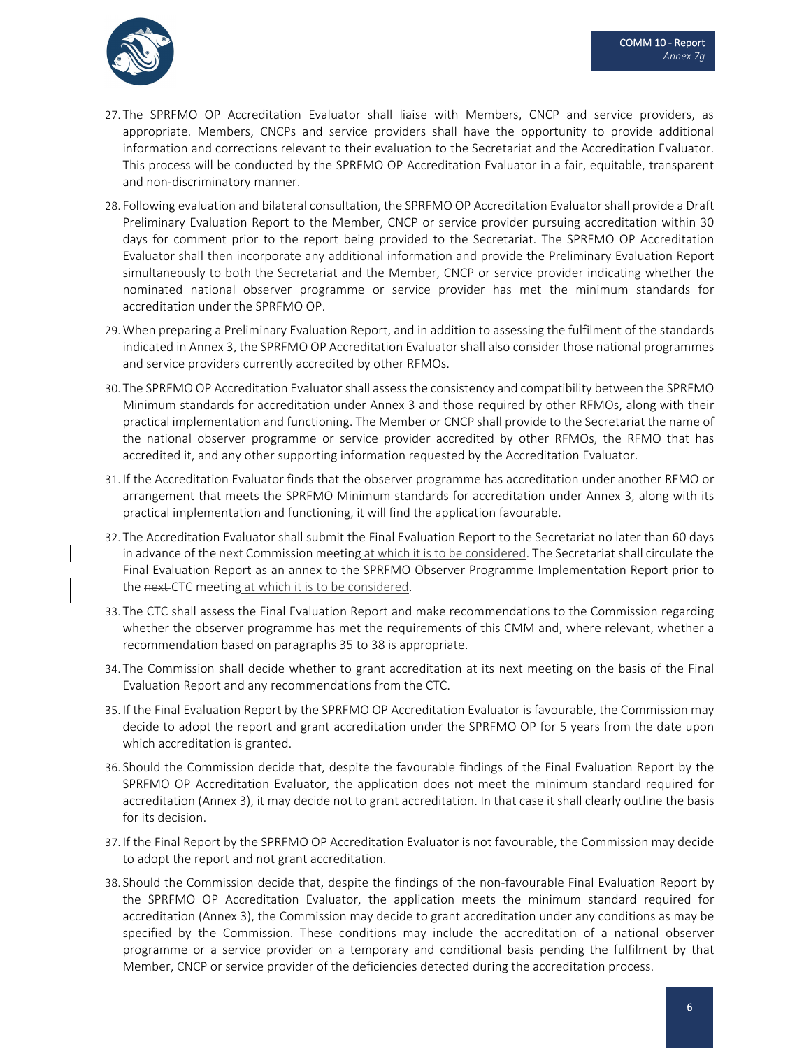27. The SPRFMO OP Accreditation Evaluator shall liaise with Members, CNCP and service providers, as appropriate. Members, CNCPs and service providers shall have the opportunity to provide additional information and corrections relevant to their evaluation to the Secretariat and the Accreditation Evaluator. This process will be conducted by the SPRFMO OP Accreditation Evaluator in a fair, equitable, transparent and non-discriminatory manner.

28. Following evaluation and bilateral consultation, the SPRFMO OP Accreditation Evaluator shall provide a Draft Preliminary Evaluation Report to the Member, CNCP or service provider pursuing accreditation within 30 days for comment prior to the report being provided to the Secretariat. The SPRFMO OP Accreditation Evaluator shall then incorporate any additional information and provide the Preliminary Evaluation Report simultaneously to both the Secretariat and the Member, CNCP or service provider indicating whether the nominated national observer programme or service provider has met the minimum standards for accreditation under the SPRFMO OP.

29. When preparing a Preliminary Evaluation Report, and in addition to assessing the fulfilment of the standards indicated in Annex 3, the SPRFMO OP Accreditation Evaluator shall also consider those national programmes and service providers currently accredited by other RFMOs.

30. The SPRFMO OP Accreditation Evaluator shall assess the consistency and compatibility between the SPRFMO Minimum standards for accreditation under Annex 3 and those required by other RFMOs, along with their practical implementation and functioning. The Member or CNCP shall provide to the Secretariat the name of the national observer programme or service provider accredited by other RFMOs, the RFMO that has accredited it, and any other supporting information requested by the Accreditation Evaluator.

31. If the Accreditation Evaluator finds that the observer programme has accreditation under another RFMO or arrangement that meets the SPRFMO Minimum standards for accreditation under Annex 3, along with its practical implementation and functioning, it will find the application favourable.

32. The Accreditation Evaluator shall submit the Final Evaluation Report to the Secretariat no later than 60 days in advance of the ~~next~~ Commission meeting at which it is to be considered. The Secretariat shall circulate the Final Evaluation Report as an annex to the SPRFMO Observer Programme Implementation Report prior to the ~~next~~ CTC meeting at which it is to be considered.

33. The CTC shall assess the Final Evaluation Report and make recommendations to the Commission regarding whether the observer programme has met the requirements of this CMM and, where relevant, whether a recommendation based on paragraphs 35 to 38 is appropriate.

34. The Commission shall decide whether to grant accreditation at its next meeting on the basis of the Final Evaluation Report and any recommendations from the CTC.

35. If the Final Evaluation Report by the SPRFMO OP Accreditation Evaluator is favourable, the Commission may decide to adopt the report and grant accreditation under the SPRFMO OP for 5 years from the date upon which accreditation is granted.

36. Should the Commission decide that, despite the favourable findings of the Final Evaluation Report by the SPRFMO OP Accreditation Evaluator, the application does not meet the minimum standard required for accreditation (Annex 3), it may decide not to grant accreditation. In that case it shall clearly outline the basis for its decision.

37. If the Final Report by the SPRFMO OP Accreditation Evaluator is not favourable, the Commission may decide to adopt the report and not grant accreditation.

38. Should the Commission decide that, despite the findings of the non-favourable Final Evaluation Report by the SPRFMO OP Accreditation Evaluator, the application meets the minimum standard required for accreditation (Annex 3), the Commission may decide to grant accreditation under any conditions as may be specified by the Commission. These conditions may include the accreditation of a national observer programme or a service provider on a temporary and conditional basis pending the fulfilment by that Member, CNCP or service provider of the deficiencies detected during the accreditation process.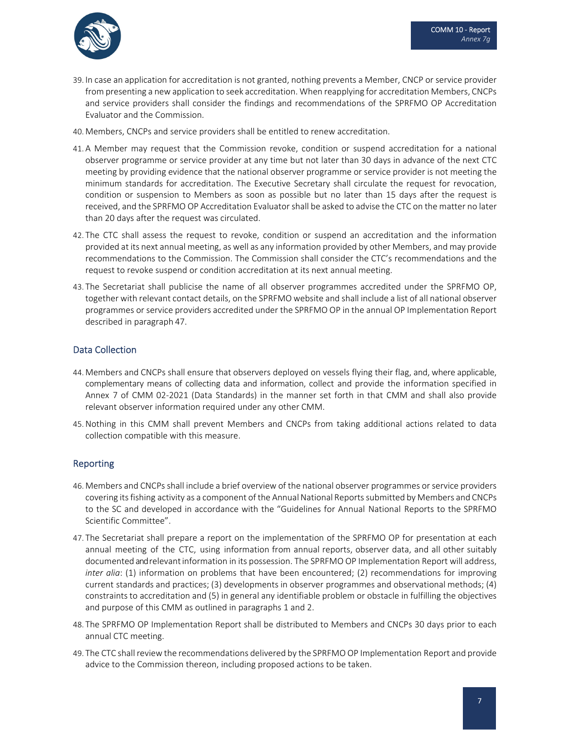39. In case an application for accreditation is not granted, nothing prevents a Member, CNCP or service provider from presenting a new application to seek accreditation. When reapplying for accreditation Members, CNCPs and service providers shall consider the findings and recommendations of the SPRFMO OP Accreditation Evaluator and the Commission.

40. Members, CNCPs and service providers shall be entitled to renew accreditation.

41. A Member may request that the Commission revoke, condition or suspend accreditation for a national observer programme or service provider at any time but not later than 30 days in advance of the next CTC meeting by providing evidence that the national observer programme or service provider is not meeting the minimum standards for accreditation. The Executive Secretary shall circulate the request for revocation, condition or suspension to Members as soon as possible but no later than 15 days after the request is received, and the SPRFMO OP Accreditation Evaluator shall be asked to advise the CTC on the matter no later than 20 days after the request was circulated.

42. The CTC shall assess the request to revoke, condition or suspend an accreditation and the information provided at its next annual meeting, as well as any information provided by other Members, and may provide recommendations to the Commission. The Commission shall consider the CTC's recommendations and the request to revoke suspend or condition accreditation at its next annual meeting.

43. The Secretariat shall publicise the name of all observer programmes accredited under the SPRFMO OP, together with relevant contact details, on the SPRFMO website and shall include a list of all national observer programmes or service providers accredited under the SPRFMO OP in the annual OP Implementation Report described in paragraph 47.

## Data Collection

44. Members and CNCPs shall ensure that observers deployed on vessels flying their flag, and, where applicable, complementary means of collecting data and information, collect and provide the information specified in Annex 7 of CMM 02-2021 (Data Standards) in the manner set forth in that CMM and shall also provide relevant observer information required under any other CMM.

45. Nothing in this CMM shall prevent Members and CNCPs from taking additional actions related to data collection compatible with this measure.

## Reporting

46. Members and CNCPs shall include a brief overview of the national observer programmes or service providers covering its fishing activity as a component of the Annual National Reports submitted by Members and CNCPs to the SC and developed in accordance with the "Guidelines for Annual National Reports to the SPRFMO Scientific Committee".

47. The Secretariat shall prepare a report on the implementation of the SPRFMO OP for presentation at each annual meeting of the CTC, using information from annual reports, observer data, and all other suitably documented and relevant information in its possession. The SPRFMO OP Implementation Report will address, *inter alia*: (1) information on problems that have been encountered; (2) recommendations for improving current standards and practices; (3) developments in observer programmes and observational methods; (4) constraints to accreditation and (5) in general any identifiable problem or obstacle in fulfilling the objectives and purpose of this CMM as outlined in paragraphs 1 and 2.

48. The SPRFMO OP Implementation Report shall be distributed to Members and CNCPs 30 days prior to each annual CTC meeting.

49. The CTC shall review the recommendations delivered by the SPRFMO OP Implementation Report and provide advice to the Commission thereon, including proposed actions to be taken.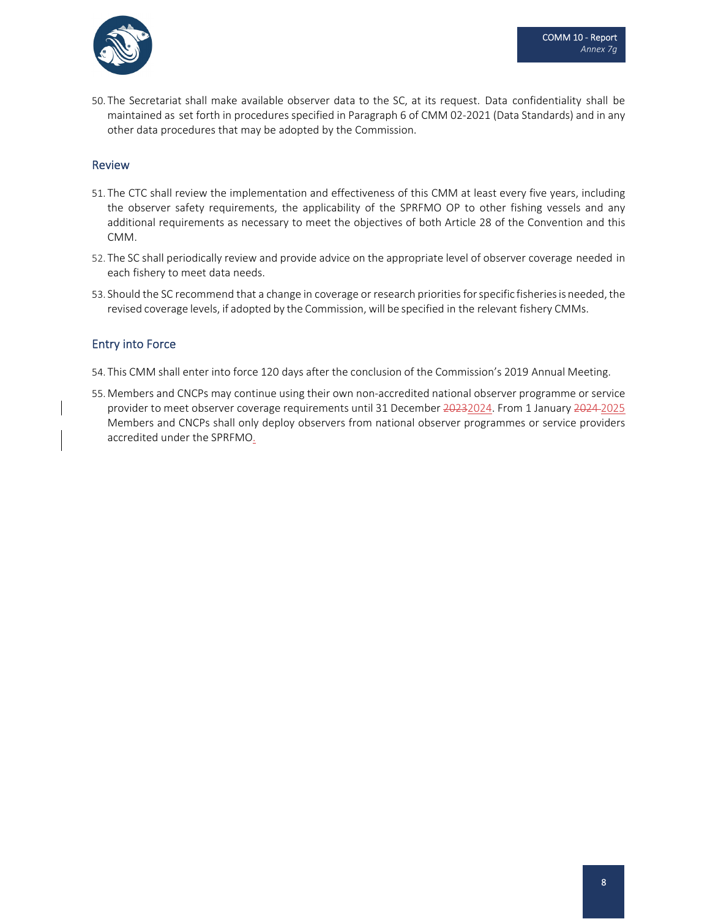50. The Secretariat shall make available observer data to the SC, at its request. Data confidentiality shall be maintained as set forth in procedures specified in Paragraph 6 of CMM 02-2021 (Data Standards) and in any other data procedures that may be adopted by the Commission.

## Review

51. The CTC shall review the implementation and effectiveness of this CMM at least every five years, including the observer safety requirements, the applicability of the SPRFMO OP to other fishing vessels and any additional requirements as necessary to meet the objectives of both Article 28 of the Convention and this CMM.
52. The SC shall periodically review and provide advice on the appropriate level of observer coverage needed in each fishery to meet data needs.
53. Should the SC recommend that a change in coverage or research priorities for specific fisheries is needed, the revised coverage levels, if adopted by the Commission, will be specified in the relevant fishery CMMs.

## Entry into Force

54. This CMM shall enter into force 120 days after the conclusion of the Commission's 2019 Annual Meeting.
55. Members and CNCPs may continue using their own non-accredited national observer programme or service provider to meet observer coverage requirements until 31 December ~~2023~~2024. From 1 January ~~2024~~ 2025 Members and CNCPs shall only deploy observers from national observer programmes or service providers accredited under the SPRFMO.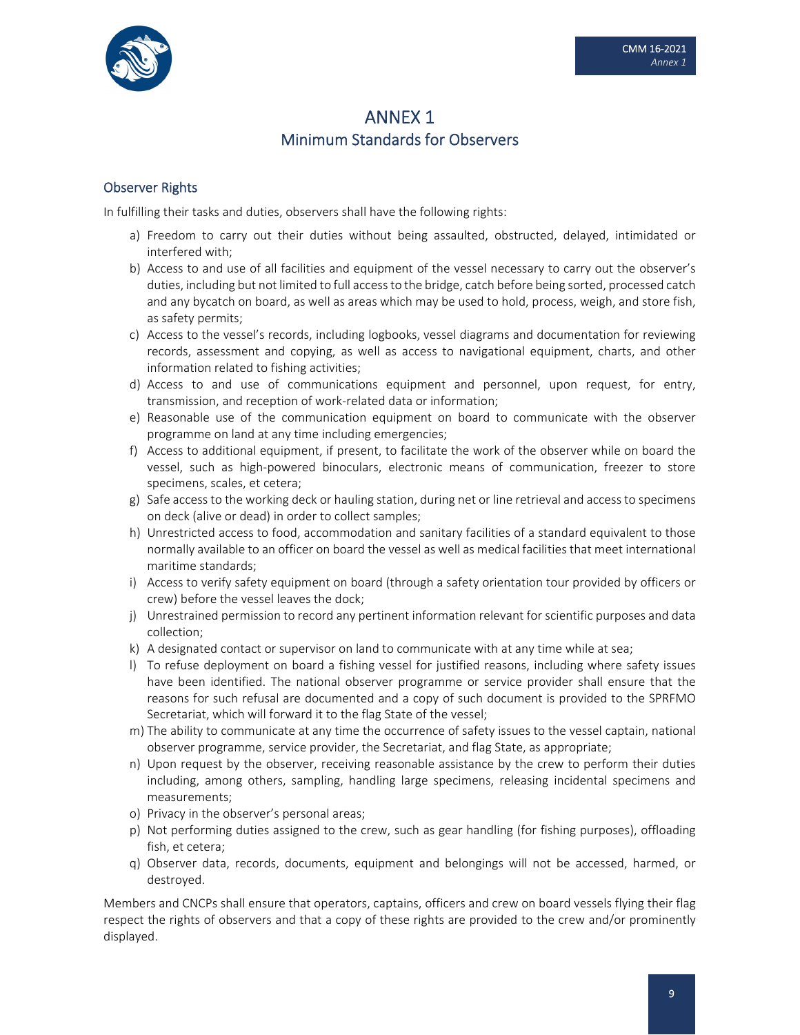# ANNEX 1

## Minimum Standards for Observers

### Observer Rights

In fulfilling their tasks and duties, observers shall have the following rights:

a) Freedom to carry out their duties without being assaulted, obstructed, delayed, intimidated or interfered with;
b) Access to and use of all facilities and equipment of the vessel necessary to carry out the observer's duties, including but not limited to full access to the bridge, catch before being sorted, processed catch and any bycatch on board, as well as areas which may be used to hold, process, weigh, and store fish, as safety permits;
c) Access to the vessel's records, including logbooks, vessel diagrams and documentation for reviewing records, assessment and copying, as well as access to navigational equipment, charts, and other information related to fishing activities;
d) Access to and use of communications equipment and personnel, upon request, for entry, transmission, and reception of work-related data or information;
e) Reasonable use of the communication equipment on board to communicate with the observer programme on land at any time including emergencies;
f) Access to additional equipment, if present, to facilitate the work of the observer while on board the vessel, such as high-powered binoculars, electronic means of communication, freezer to store specimens, scales, et cetera;
g) Safe access to the working deck or hauling station, during net or line retrieval and access to specimens on deck (alive or dead) in order to collect samples;
h) Unrestricted access to food, accommodation and sanitary facilities of a standard equivalent to those normally available to an officer on board the vessel as well as medical facilities that meet international maritime standards;
i) Access to verify safety equipment on board (through a safety orientation tour provided by officers or crew) before the vessel leaves the dock;
j) Unrestrained permission to record any pertinent information relevant for scientific purposes and data collection;
k) A designated contact or supervisor on land to communicate with at any time while at sea;
l) To refuse deployment on board a fishing vessel for justified reasons, including where safety issues have been identified. The national observer programme or service provider shall ensure that the reasons for such refusal are documented and a copy of such document is provided to the SPRFMO Secretariat, which will forward it to the flag State of the vessel;
m) The ability to communicate at any time the occurrence of safety issues to the vessel captain, national observer programme, service provider, the Secretariat, and flag State, as appropriate;
n) Upon request by the observer, receiving reasonable assistance by the crew to perform their duties including, among others, sampling, handling large specimens, releasing incidental specimens and measurements;
o) Privacy in the observer's personal areas;
p) Not performing duties assigned to the crew, such as gear handling (for fishing purposes), offloading fish, et cetera;
q) Observer data, records, documents, equipment and belongings will not be accessed, harmed, or destroyed.

Members and CNCPs shall ensure that operators, captains, officers and crew on board vessels flying their flag respect the rights of observers and that a copy of these rights are provided to the crew and/or prominently displayed.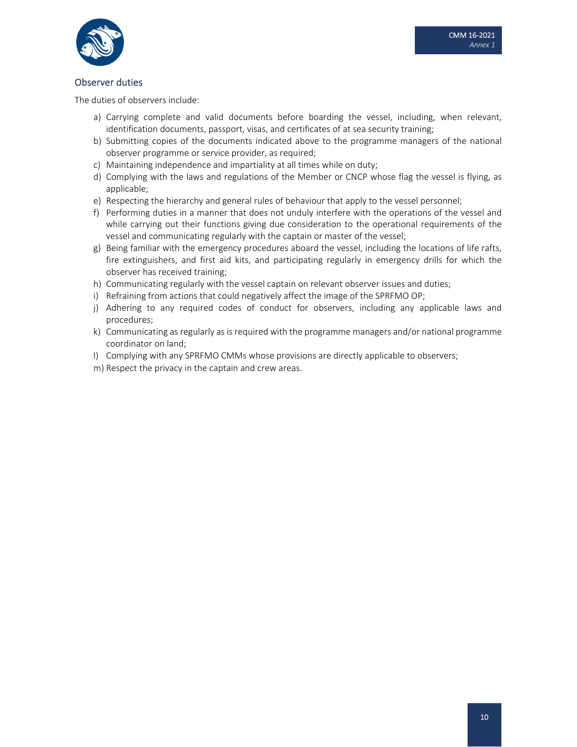## Observer duties

The duties of observers include:

a) Carrying complete and valid documents before boarding the vessel, including, when relevant, identification documents, passport, visas, and certificates of at sea security training;
b) Submitting copies of the documents indicated above to the programme managers of the national observer programme or service provider, as required;
c) Maintaining independence and impartiality at all times while on duty;
d) Complying with the laws and regulations of the Member or CNCP whose flag the vessel is flying, as applicable;
e) Respecting the hierarchy and general rules of behaviour that apply to the vessel personnel;
f) Performing duties in a manner that does not unduly interfere with the operations of the vessel and while carrying out their functions giving due consideration to the operational requirements of the vessel and communicating regularly with the captain or master of the vessel;
g) Being familiar with the emergency procedures aboard the vessel, including the locations of life rafts, fire extinguishers, and first aid kits, and participating regularly in emergency drills for which the observer has received training;
h) Communicating regularly with the vessel captain on relevant observer issues and duties;
i) Refraining from actions that could negatively affect the image of the SPRFMO OP;
j) Adhering to any required codes of conduct for observers, including any applicable laws and procedures;
k) Communicating as regularly as is required with the programme managers and/or national programme coordinator on land;
l) Complying with any SPRFMO CMMs whose provisions are directly applicable to observers;
m) Respect the privacy in the captain and crew areas.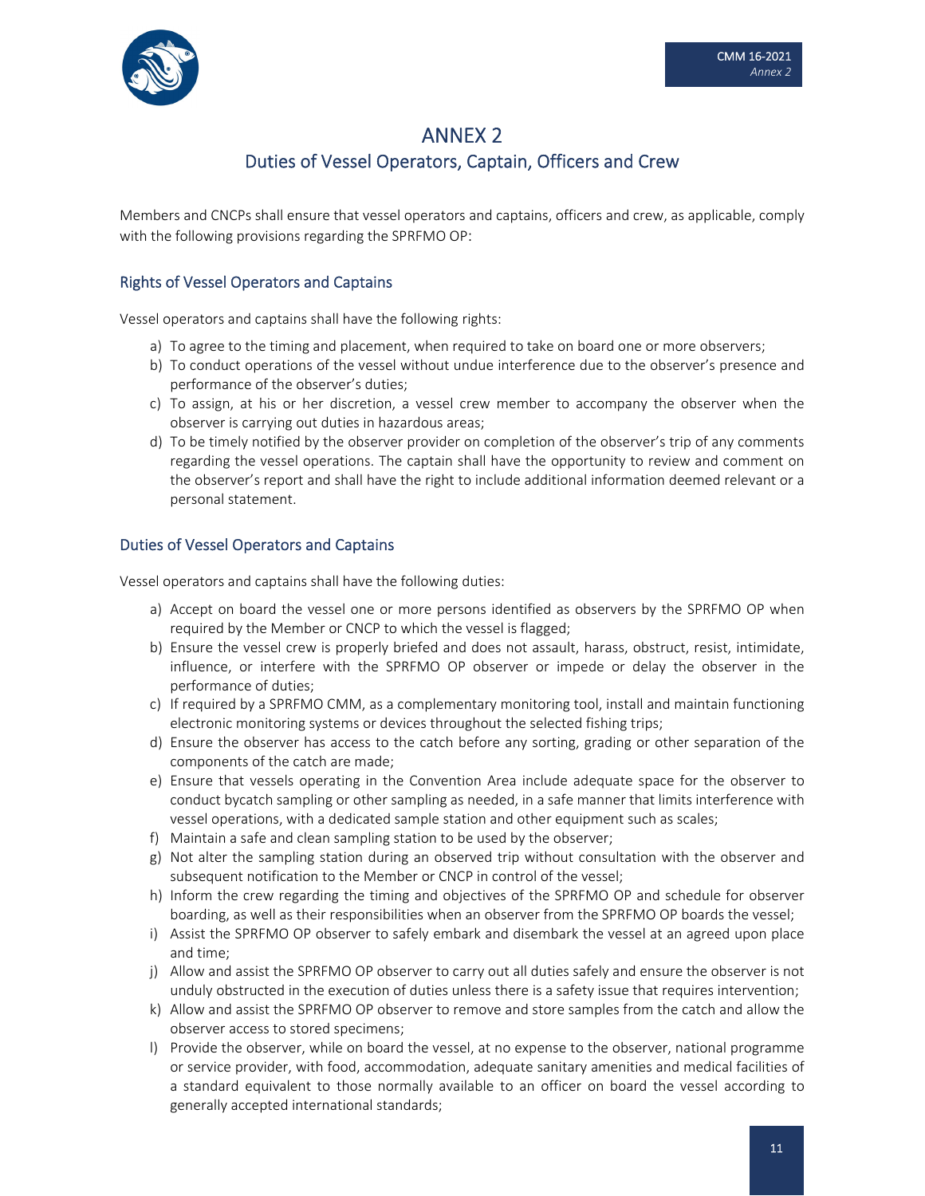# ANNEX 2

## Duties of Vessel Operators, Captain, Officers and Crew

Members and CNCPs shall ensure that vessel operators and captains, officers and crew, as applicable, comply with the following provisions regarding the SPRFMO OP:

### Rights of Vessel Operators and Captains

Vessel operators and captains shall have the following rights:

a) To agree to the timing and placement, when required to take on board one or more observers;
b) To conduct operations of the vessel without undue interference due to the observer's presence and performance of the observer's duties;
c) To assign, at his or her discretion, a vessel crew member to accompany the observer when the observer is carrying out duties in hazardous areas;
d) To be timely notified by the observer provider on completion of the observer's trip of any comments regarding the vessel operations. The captain shall have the opportunity to review and comment on the observer's report and shall have the right to include additional information deemed relevant or a personal statement.

### Duties of Vessel Operators and Captains

Vessel operators and captains shall have the following duties:

a) Accept on board the vessel one or more persons identified as observers by the SPRFMO OP when required by the Member or CNCP to which the vessel is flagged;
b) Ensure the vessel crew is properly briefed and does not assault, harass, obstruct, resist, intimidate, influence, or interfere with the SPRFMO OP observer or impede or delay the observer in the performance of duties;
c) If required by a SPRFMO CMM, as a complementary monitoring tool, install and maintain functioning electronic monitoring systems or devices throughout the selected fishing trips;
d) Ensure the observer has access to the catch before any sorting, grading or other separation of the components of the catch are made;
e) Ensure that vessels operating in the Convention Area include adequate space for the observer to conduct bycatch sampling or other sampling as needed, in a safe manner that limits interference with vessel operations, with a dedicated sample station and other equipment such as scales;
f) Maintain a safe and clean sampling station to be used by the observer;
g) Not alter the sampling station during an observed trip without consultation with the observer and subsequent notification to the Member or CNCP in control of the vessel;
h) Inform the crew regarding the timing and objectives of the SPRFMO OP and schedule for observer boarding, as well as their responsibilities when an observer from the SPRFMO OP boards the vessel;
i) Assist the SPRFMO OP observer to safely embark and disembark the vessel at an agreed upon place and time;
j) Allow and assist the SPRFMO OP observer to carry out all duties safely and ensure the observer is not unduly obstructed in the execution of duties unless there is a safety issue that requires intervention;
k) Allow and assist the SPRFMO OP observer to remove and store samples from the catch and allow the observer access to stored specimens;
l) Provide the observer, while on board the vessel, at no expense to the observer, national programme or service provider, with food, accommodation, adequate sanitary amenities and medical facilities of a standard equivalent to those normally available to an officer on board the vessel according to generally accepted international standards;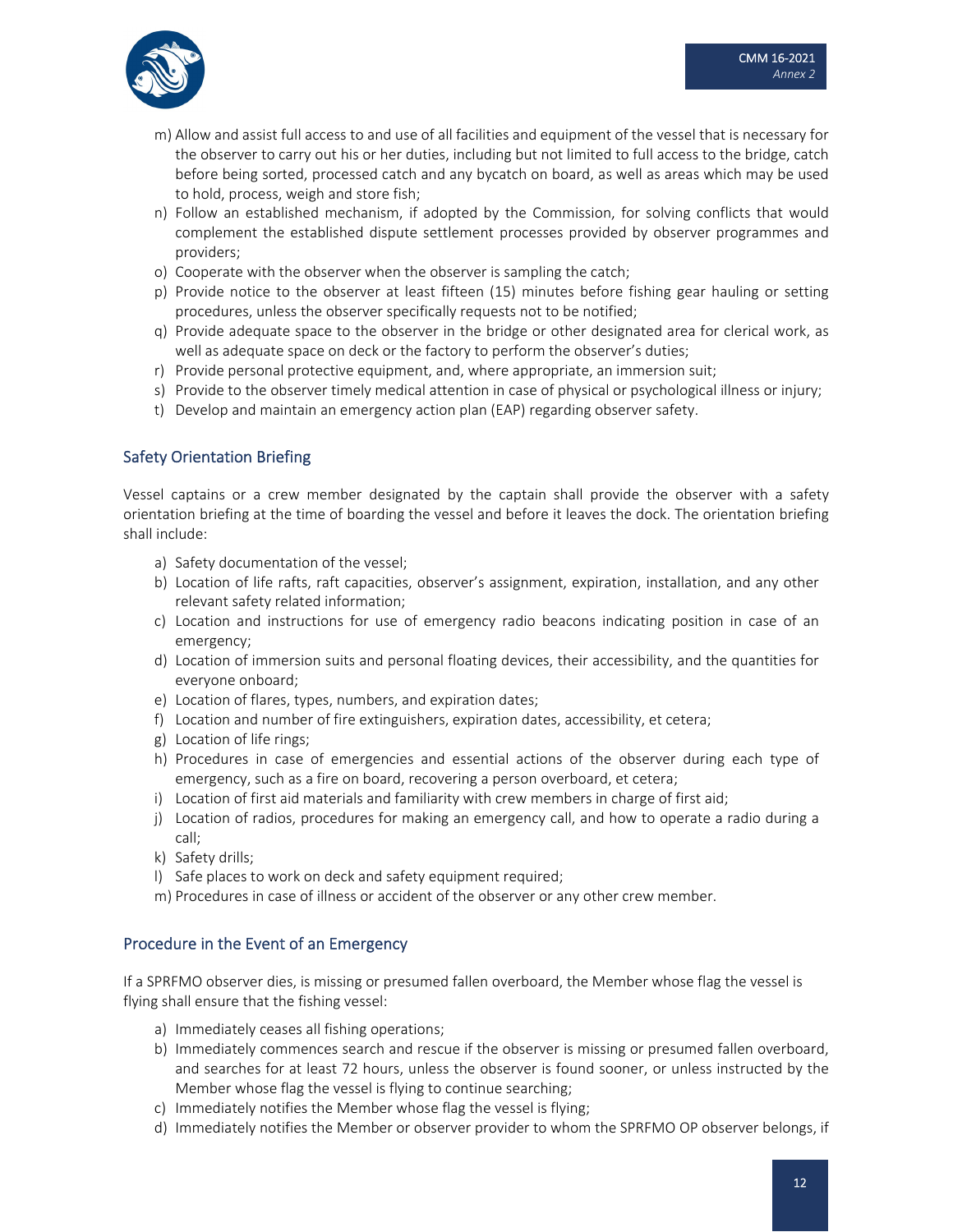m) Allow and assist full access to and use of all facilities and equipment of the vessel that is necessary for the observer to carry out his or her duties, including but not limited to full access to the bridge, catch before being sorted, processed catch and any bycatch on board, as well as areas which may be used to hold, process, weigh and store fish;
n) Follow an established mechanism, if adopted by the Commission, for solving conflicts that would complement the established dispute settlement processes provided by observer programmes and providers;
o) Cooperate with the observer when the observer is sampling the catch;
p) Provide notice to the observer at least fifteen (15) minutes before fishing gear hauling or setting procedures, unless the observer specifically requests not to be notified;
q) Provide adequate space to the observer in the bridge or other designated area for clerical work, as well as adequate space on deck or the factory to perform the observer's duties;
r) Provide personal protective equipment, and, where appropriate, an immersion suit;
s) Provide to the observer timely medical attention in case of physical or psychological illness or injury;
t) Develop and maintain an emergency action plan (EAP) regarding observer safety.

## Safety Orientation Briefing

Vessel captains or a crew member designated by the captain shall provide the observer with a safety orientation briefing at the time of boarding the vessel and before it leaves the dock. The orientation briefing shall include:

a) Safety documentation of the vessel;
b) Location of life rafts, raft capacities, observer's assignment, expiration, installation, and any other relevant safety related information;
c) Location and instructions for use of emergency radio beacons indicating position in case of an emergency;
d) Location of immersion suits and personal floating devices, their accessibility, and the quantities for everyone onboard;
e) Location of flares, types, numbers, and expiration dates;
f) Location and number of fire extinguishers, expiration dates, accessibility, et cetera;
g) Location of life rings;
h) Procedures in case of emergencies and essential actions of the observer during each type of emergency, such as a fire on board, recovering a person overboard, et cetera;
i) Location of first aid materials and familiarity with crew members in charge of first aid;
j) Location of radios, procedures for making an emergency call, and how to operate a radio during a call;
k) Safety drills;
l) Safe places to work on deck and safety equipment required;
m) Procedures in case of illness or accident of the observer or any other crew member.

## Procedure in the Event of an Emergency

If a SPRFMO observer dies, is missing or presumed fallen overboard, the Member whose flag the vessel is flying shall ensure that the fishing vessel:

a) Immediately ceases all fishing operations;
b) Immediately commences search and rescue if the observer is missing or presumed fallen overboard, and searches for at least 72 hours, unless the observer is found sooner, or unless instructed by the Member whose flag the vessel is flying to continue searching;
c) Immediately notifies the Member whose flag the vessel is flying;
d) Immediately notifies the Member or observer provider to whom the SPRFMO OP observer belongs, if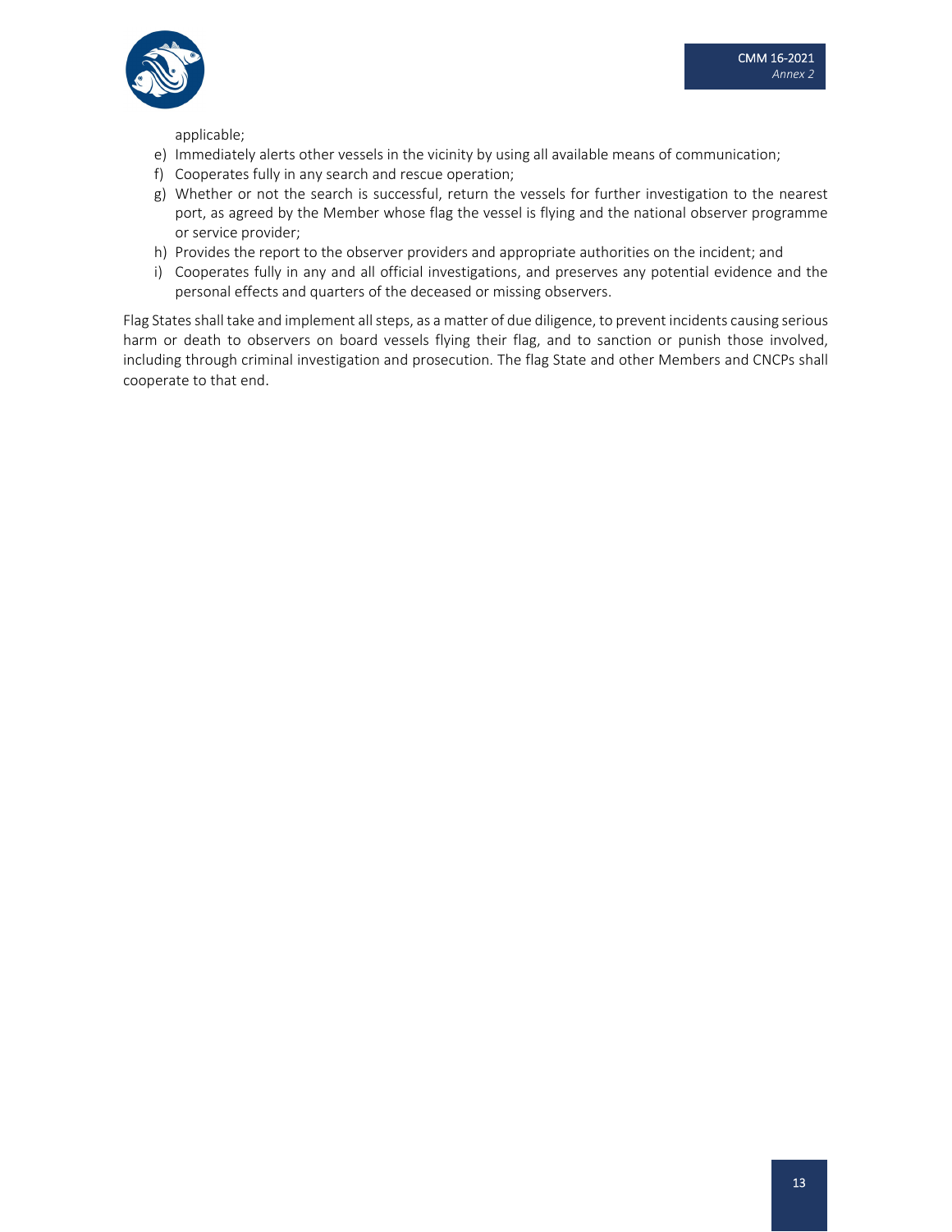applicable;

e) Immediately alerts other vessels in the vicinity by using all available means of communication;
f) Cooperates fully in any search and rescue operation;
g) Whether or not the search is successful, return the vessels for further investigation to the nearest port, as agreed by the Member whose flag the vessel is flying and the national observer programme or service provider;
h) Provides the report to the observer providers and appropriate authorities on the incident; and
i) Cooperates fully in any and all official investigations, and preserves any potential evidence and the personal effects and quarters of the deceased or missing observers.

Flag States shall take and implement all steps, as a matter of due diligence, to prevent incidents causing serious harm or death to observers on board vessels flying their flag, and to sanction or punish those involved, including through criminal investigation and prosecution. The flag State and other Members and CNCPs shall cooperate to that end.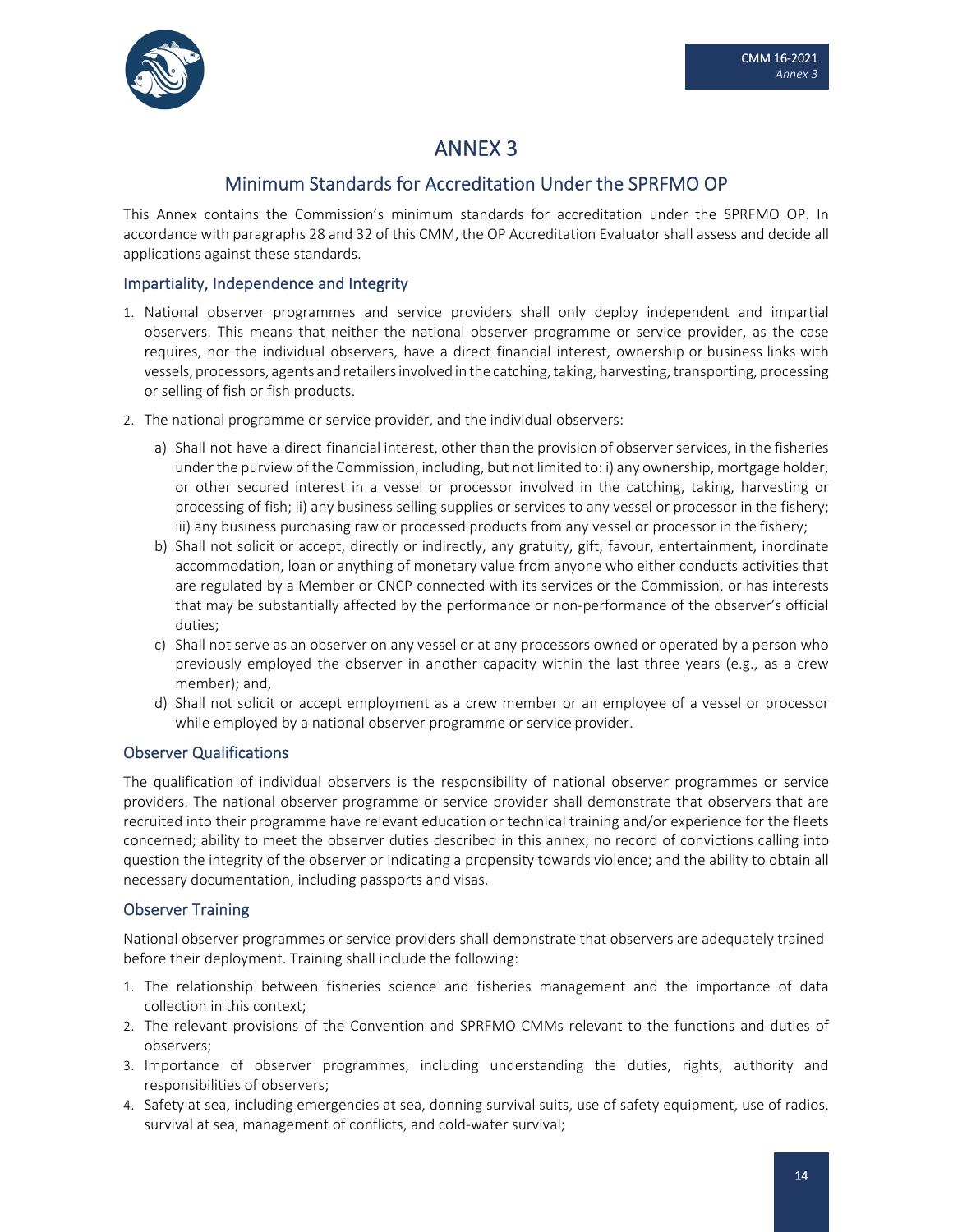# ANNEX 3

## Minimum Standards for Accreditation Under the SPRFMO OP

This Annex contains the Commission's minimum standards for accreditation under the SPRFMO OP. In accordance with paragraphs 28 and 32 of this CMM, the OP Accreditation Evaluator shall assess and decide all applications against these standards.

### Impartiality, Independence and Integrity

1. National observer programmes and service providers shall only deploy independent and impartial observers. This means that neither the national observer programme or service provider, as the case requires, nor the individual observers, have a direct financial interest, ownership or business links with vessels, processors, agents and retailers involved in the catching, taking, harvesting, transporting, processing or selling of fish or fish products.
2. The national programme or service provider, and the individual observers:
   a) Shall not have a direct financial interest, other than the provision of observer services, in the fisheries under the purview of the Commission, including, but not limited to: i) any ownership, mortgage holder, or other secured interest in a vessel or processor involved in the catching, taking, harvesting or processing of fish; ii) any business selling supplies or services to any vessel or processor in the fishery; iii) any business purchasing raw or processed products from any vessel or processor in the fishery;
   b) Shall not solicit or accept, directly or indirectly, any gratuity, gift, favour, entertainment, inordinate accommodation, loan or anything of monetary value from anyone who either conducts activities that are regulated by a Member or CNCP connected with its services or the Commission, or has interests that may be substantially affected by the performance or non-performance of the observer's official duties;
   c) Shall not serve as an observer on any vessel or at any processors owned or operated by a person who previously employed the observer in another capacity within the last three years (e.g., as a crew member); and,
   d) Shall not solicit or accept employment as a crew member or an employee of a vessel or processor while employed by a national observer programme or service provider.

### Observer Qualifications

The qualification of individual observers is the responsibility of national observer programmes or service providers. The national observer programme or service provider shall demonstrate that observers that are recruited into their programme have relevant education or technical training and/or experience for the fleets concerned; ability to meet the observer duties described in this annex; no record of convictions calling into question the integrity of the observer or indicating a propensity towards violence; and the ability to obtain all necessary documentation, including passports and visas.

### Observer Training

National observer programmes or service providers shall demonstrate that observers are adequately trained before their deployment. Training shall include the following:

1. The relationship between fisheries science and fisheries management and the importance of data collection in this context;
2. The relevant provisions of the Convention and SPRFMO CMMs relevant to the functions and duties of observers;
3. Importance of observer programmes, including understanding the duties, rights, authority and responsibilities of observers;
4. Safety at sea, including emergencies at sea, donning survival suits, use of safety equipment, use of radios, survival at sea, management of conflicts, and cold-water survival;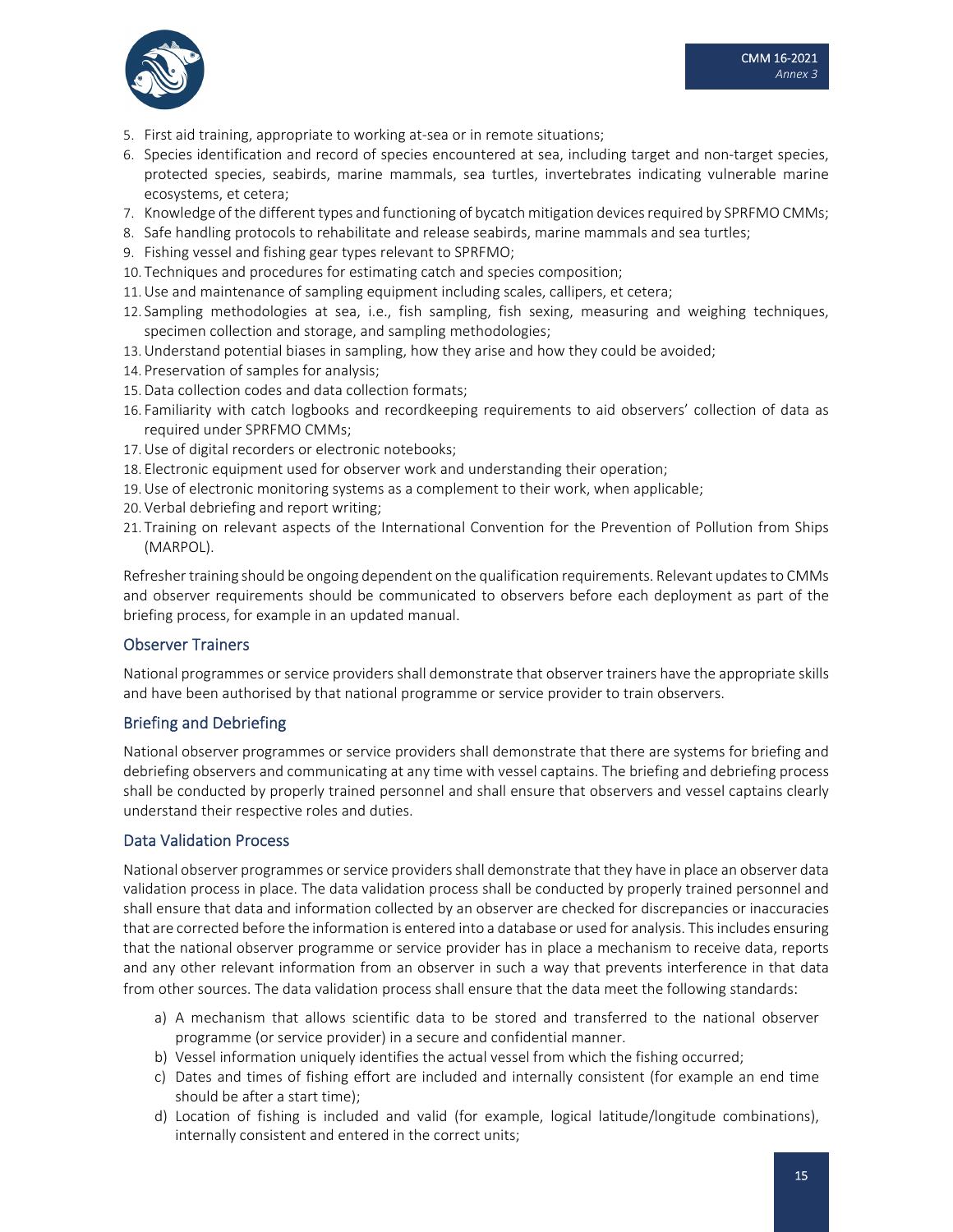5. First aid training, appropriate to working at-sea or in remote situations;
6. Species identification and record of species encountered at sea, including target and non-target species, protected species, seabirds, marine mammals, sea turtles, invertebrates indicating vulnerable marine ecosystems, et cetera;
7. Knowledge of the different types and functioning of bycatch mitigation devices required by SPRFMO CMMs;
8. Safe handling protocols to rehabilitate and release seabirds, marine mammals and sea turtles;
9. Fishing vessel and fishing gear types relevant to SPRFMO;
10. Techniques and procedures for estimating catch and species composition;
11. Use and maintenance of sampling equipment including scales, callipers, et cetera;
12. Sampling methodologies at sea, i.e., fish sampling, fish sexing, measuring and weighing techniques, specimen collection and storage, and sampling methodologies;
13. Understand potential biases in sampling, how they arise and how they could be avoided;
14. Preservation of samples for analysis;
15. Data collection codes and data collection formats;
16. Familiarity with catch logbooks and recordkeeping requirements to aid observers' collection of data as required under SPRFMO CMMs;
17. Use of digital recorders or electronic notebooks;
18. Electronic equipment used for observer work and understanding their operation;
19. Use of electronic monitoring systems as a complement to their work, when applicable;
20. Verbal debriefing and report writing;
21. Training on relevant aspects of the International Convention for the Prevention of Pollution from Ships (MARPOL).

Refresher training should be ongoing dependent on the qualification requirements. Relevant updates to CMMs and observer requirements should be communicated to observers before each deployment as part of the briefing process, for example in an updated manual.

### Observer Trainers

National programmes or service providers shall demonstrate that observer trainers have the appropriate skills and have been authorised by that national programme or service provider to train observers.

### Briefing and Debriefing

National observer programmes or service providers shall demonstrate that there are systems for briefing and debriefing observers and communicating at any time with vessel captains. The briefing and debriefing process shall be conducted by properly trained personnel and shall ensure that observers and vessel captains clearly understand their respective roles and duties.

### Data Validation Process

National observer programmes or service providers shall demonstrate that they have in place an observer data validation process in place. The data validation process shall be conducted by properly trained personnel and shall ensure that data and information collected by an observer are checked for discrepancies or inaccuracies that are corrected before the information is entered into a database or used for analysis. This includes ensuring that the national observer programme or service provider has in place a mechanism to receive data, reports and any other relevant information from an observer in such a way that prevents interference in that data from other sources. The data validation process shall ensure that the data meet the following standards:

a) A mechanism that allows scientific data to be stored and transferred to the national observer programme (or service provider) in a secure and confidential manner.
b) Vessel information uniquely identifies the actual vessel from which the fishing occurred;
c) Dates and times of fishing effort are included and internally consistent (for example an end time should be after a start time);
d) Location of fishing is included and valid (for example, logical latitude/longitude combinations), internally consistent and entered in the correct units;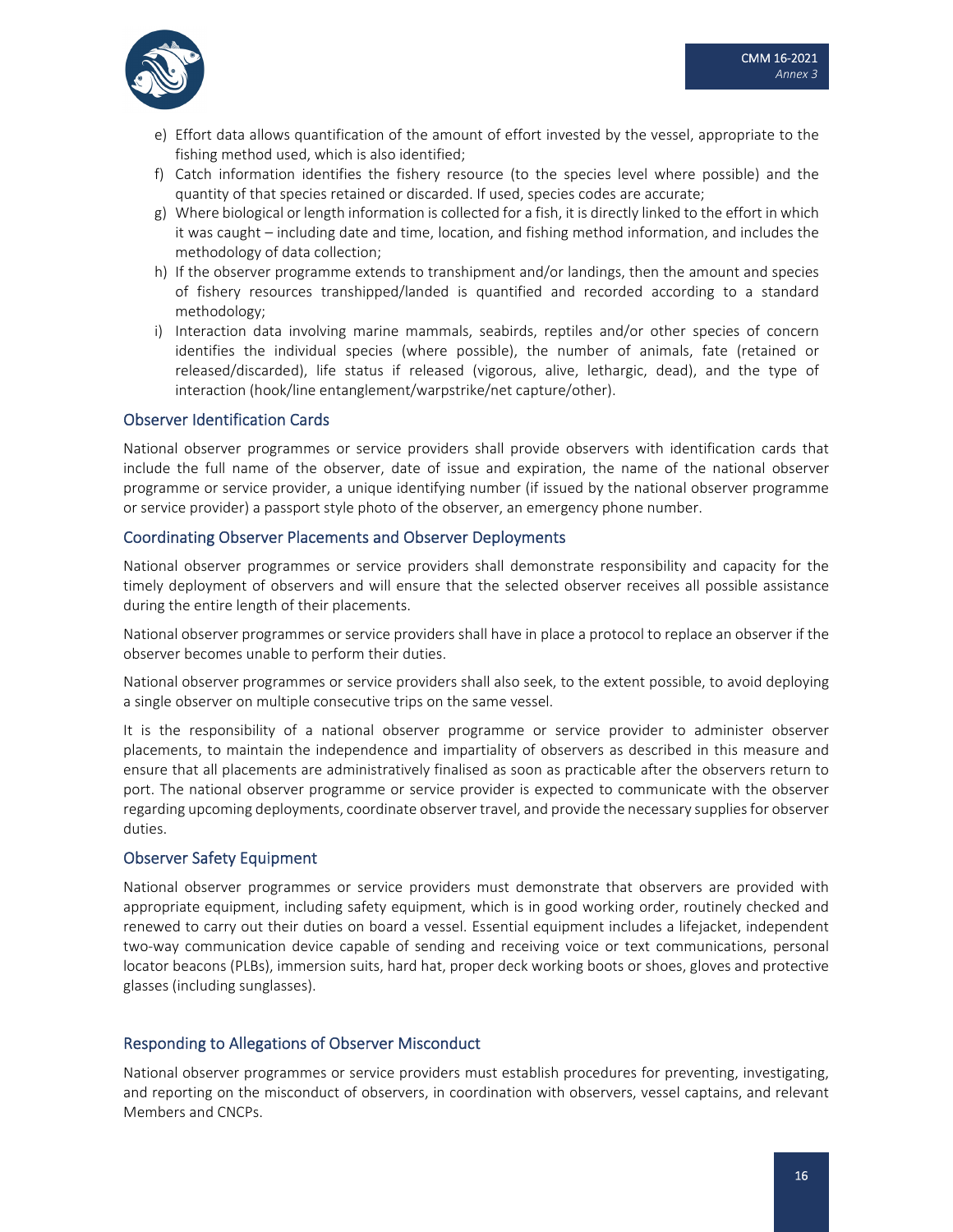e) Effort data allows quantification of the amount of effort invested by the vessel, appropriate to the fishing method used, which is also identified;
f) Catch information identifies the fishery resource (to the species level where possible) and the quantity of that species retained or discarded. If used, species codes are accurate;
g) Where biological or length information is collected for a fish, it is directly linked to the effort in which it was caught – including date and time, location, and fishing method information, and includes the methodology of data collection;
h) If the observer programme extends to transhipment and/or landings, then the amount and species of fishery resources transhipped/landed is quantified and recorded according to a standard methodology;
i) Interaction data involving marine mammals, seabirds, reptiles and/or other species of concern identifies the individual species (where possible), the number of animals, fate (retained or released/discarded), life status if released (vigorous, alive, lethargic, dead), and the type of interaction (hook/line entanglement/warpstrike/net capture/other).

## Observer Identification Cards

National observer programmes or service providers shall provide observers with identification cards that include the full name of the observer, date of issue and expiration, the name of the national observer programme or service provider, a unique identifying number (if issued by the national observer programme or service provider) a passport style photo of the observer, an emergency phone number.

## Coordinating Observer Placements and Observer Deployments

National observer programmes or service providers shall demonstrate responsibility and capacity for the timely deployment of observers and will ensure that the selected observer receives all possible assistance during the entire length of their placements.

National observer programmes or service providers shall have in place a protocol to replace an observer if the observer becomes unable to perform their duties.

National observer programmes or service providers shall also seek, to the extent possible, to avoid deploying a single observer on multiple consecutive trips on the same vessel.

It is the responsibility of a national observer programme or service provider to administer observer placements, to maintain the independence and impartiality of observers as described in this measure and ensure that all placements are administratively finalised as soon as practicable after the observers return to port. The national observer programme or service provider is expected to communicate with the observer regarding upcoming deployments, coordinate observer travel, and provide the necessary supplies for observer duties.

## Observer Safety Equipment

National observer programmes or service providers must demonstrate that observers are provided with appropriate equipment, including safety equipment, which is in good working order, routinely checked and renewed to carry out their duties on board a vessel. Essential equipment includes a lifejacket, independent two-way communication device capable of sending and receiving voice or text communications, personal locator beacons (PLBs), immersion suits, hard hat, proper deck working boots or shoes, gloves and protective glasses (including sunglasses).

## Responding to Allegations of Observer Misconduct

National observer programmes or service providers must establish procedures for preventing, investigating, and reporting on the misconduct of observers, in coordination with observers, vessel captains, and relevant Members and CNCPs.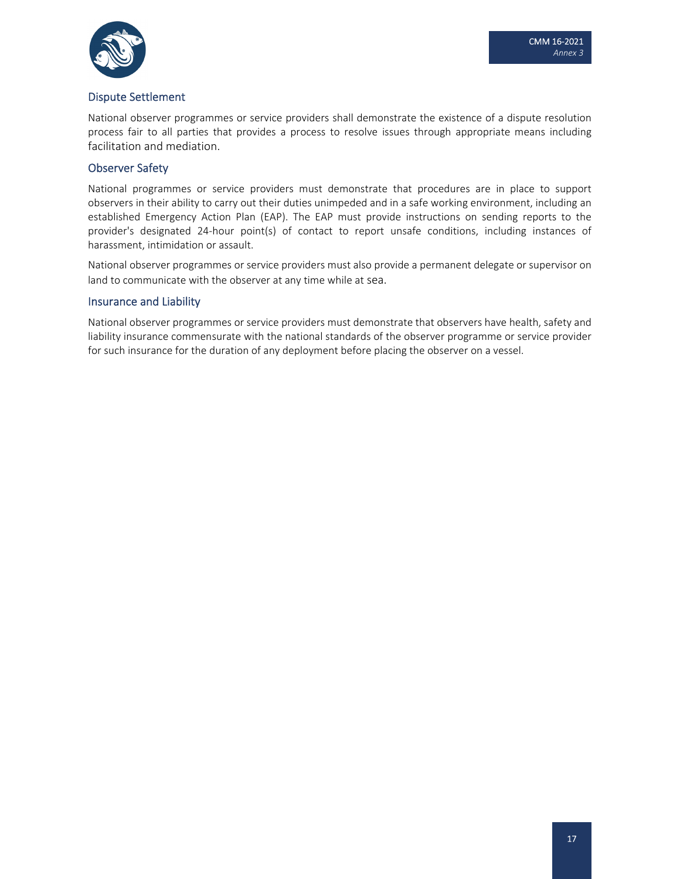## Dispute Settlement

National observer programmes or service providers shall demonstrate the existence of a dispute resolution process fair to all parties that provides a process to resolve issues through appropriate means including facilitation and mediation.

## Observer Safety

National programmes or service providers must demonstrate that procedures are in place to support observers in their ability to carry out their duties unimpeded and in a safe working environment, including an established Emergency Action Plan (EAP). The EAP must provide instructions on sending reports to the provider's designated 24-hour point(s) of contact to report unsafe conditions, including instances of harassment, intimidation or assault.

National observer programmes or service providers must also provide a permanent delegate or supervisor on land to communicate with the observer at any time while at sea.

## Insurance and Liability

National observer programmes or service providers must demonstrate that observers have health, safety and liability insurance commensurate with the national standards of the observer programme or service provider for such insurance for the duration of any deployment before placing the observer on a vessel.